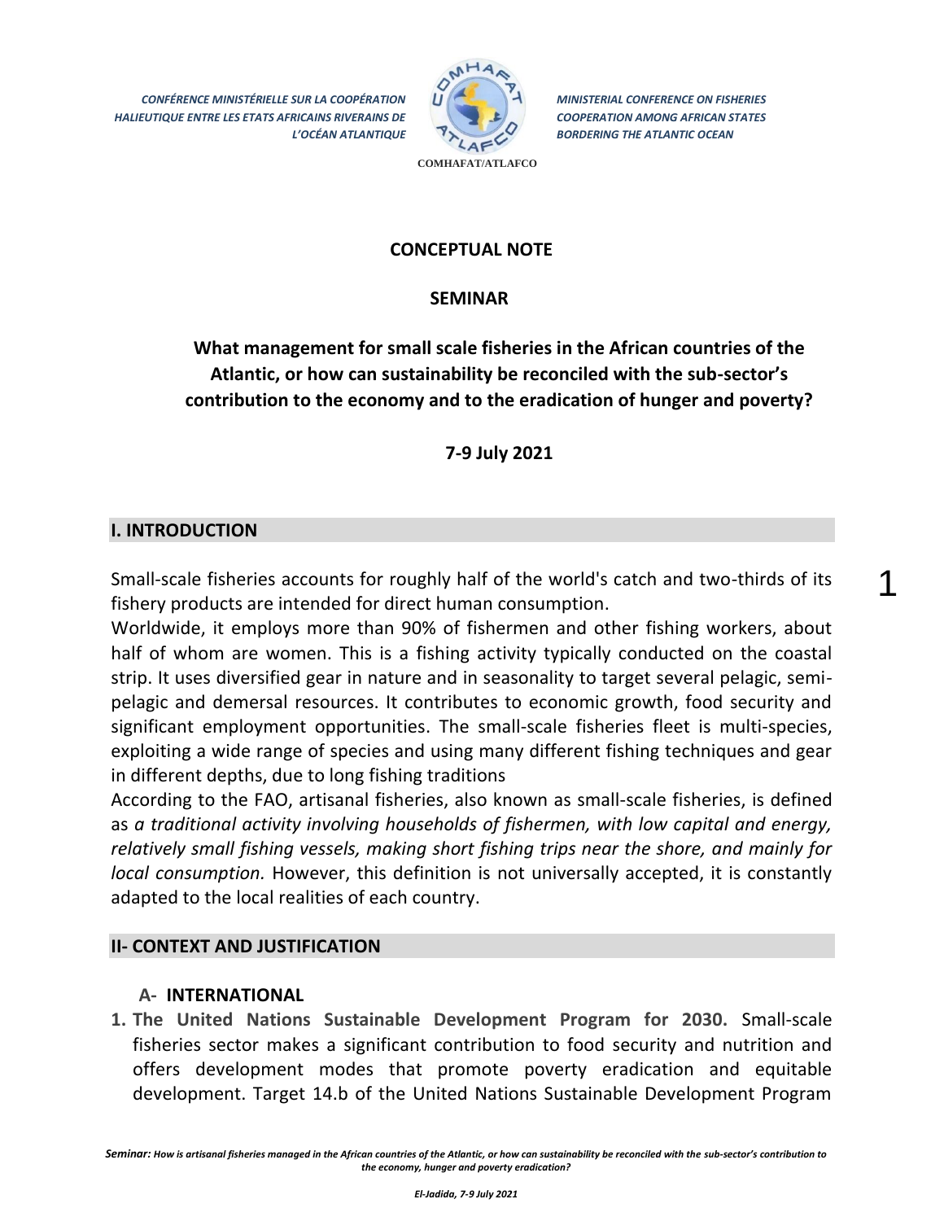CONFÉRENCE MINISTÉRIELLE SUR LA COOPÉRATION HALIEUTIQUE ENTRE LES ETATS AFRICAINS RIVERAINS DE L'OCÉAN ATLANTIQUE

MINISTERIAL CONFERENCE ON FISHERIES COOPERATION AMONG AFRICAN STATES BORDERING THE ATLANTIC OCEAN

COMHAFAT/ATLAFCO

**CONCEPTUAL NOTE**

**SEMINAR**

**What management for small scale fisheries in the African countries of the Atlantic, or how can sustainability be reconciled with the sub-sector's contribution to the economy and to the eradication of hunger and poverty?**

**7-9 July 2021**

## I. INTRODUCTION

Small-scale fisheries accounts for roughly half of the world's catch and two-thirds of its fishery products are intended for direct human consumption.

Worldwide, it employs more than 90% of fishermen and other fishing workers, about half of whom are women. This is a fishing activity typically conducted on the coastal strip. It uses diversified gear in nature and in seasonality to target several pelagic, semi-pelagic and demersal resources. It contributes to economic growth, food security and significant employment opportunities. The small-scale fisheries fleet is multi-species, exploiting a wide range of species and using many different fishing techniques and gear in different depths, due to long fishing traditions

According to the FAO, artisanal fisheries, also known as small-scale fisheries, is defined as *a traditional activity involving households of fishermen, with low capital and energy, relatively small fishing vessels, making short fishing trips near the shore, and mainly for local consumption.* However, this definition is not universally accepted, it is constantly adapted to the local realities of each country.

## II- CONTEXT AND JUSTIFICATION

### A- INTERNATIONAL

1. **The United Nations Sustainable Development Program for 2030.** Small-scale fisheries sector makes a significant contribution to food security and nutrition and offers development modes that promote poverty eradication and equitable development. Target 14.b of the United Nations Sustainable Development Program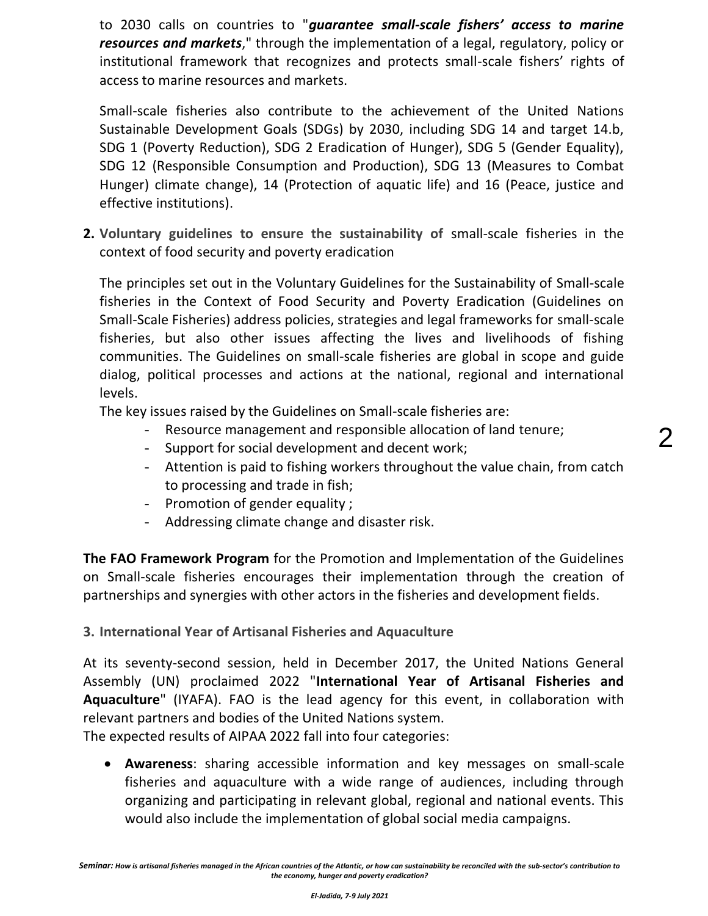to 2030 calls on countries to "***guarantee small-scale fishers' access to marine resources and markets***," through the implementation of a legal, regulatory, policy or institutional framework that recognizes and protects small-scale fishers' rights of access to marine resources and markets.

Small-scale fisheries also contribute to the achievement of the United Nations Sustainable Development Goals (SDGs) by 2030, including SDG 14 and target 14.b, SDG 1 (Poverty Reduction), SDG 2 Eradication of Hunger), SDG 5 (Gender Equality), SDG 12 (Responsible Consumption and Production), SDG 13 (Measures to Combat Hunger) climate change), 14 (Protection of aquatic life) and 16 (Peace, justice and effective institutions).

**2. Voluntary guidelines to ensure the sustainability of** small-scale fisheries in the context of food security and poverty eradication

The principles set out in the Voluntary Guidelines for the Sustainability of Small-scale fisheries in the Context of Food Security and Poverty Eradication (Guidelines on Small-Scale Fisheries) address policies, strategies and legal frameworks for small-scale fisheries, but also other issues affecting the lives and livelihoods of fishing communities. The Guidelines on small-scale fisheries are global in scope and guide dialog, political processes and actions at the national, regional and international levels.

The key issues raised by the Guidelines on Small-scale fisheries are:

- Resource management and responsible allocation of land tenure;
- Support for social development and decent work;
- Attention is paid to fishing workers throughout the value chain, from catch to processing and trade in fish;
- Promotion of gender equality ;
- Addressing climate change and disaster risk.

**The FAO Framework Program** for the Promotion and Implementation of the Guidelines on Small-scale fisheries encourages their implementation through the creation of partnerships and synergies with other actors in the fisheries and development fields.

**3. International Year of Artisanal Fisheries and Aquaculture**

At its seventy-second session, held in December 2017, the United Nations General Assembly (UN) proclaimed 2022 "**International Year of Artisanal Fisheries and Aquaculture**" (IYAFA). FAO is the lead agency for this event, in collaboration with relevant partners and bodies of the United Nations system.

The expected results of AIPAA 2022 fall into four categories:

- **Awareness**: sharing accessible information and key messages on small-scale fisheries and aquaculture with a wide range of audiences, including through organizing and participating in relevant global, regional and national events. This would also include the implementation of global social media campaigns.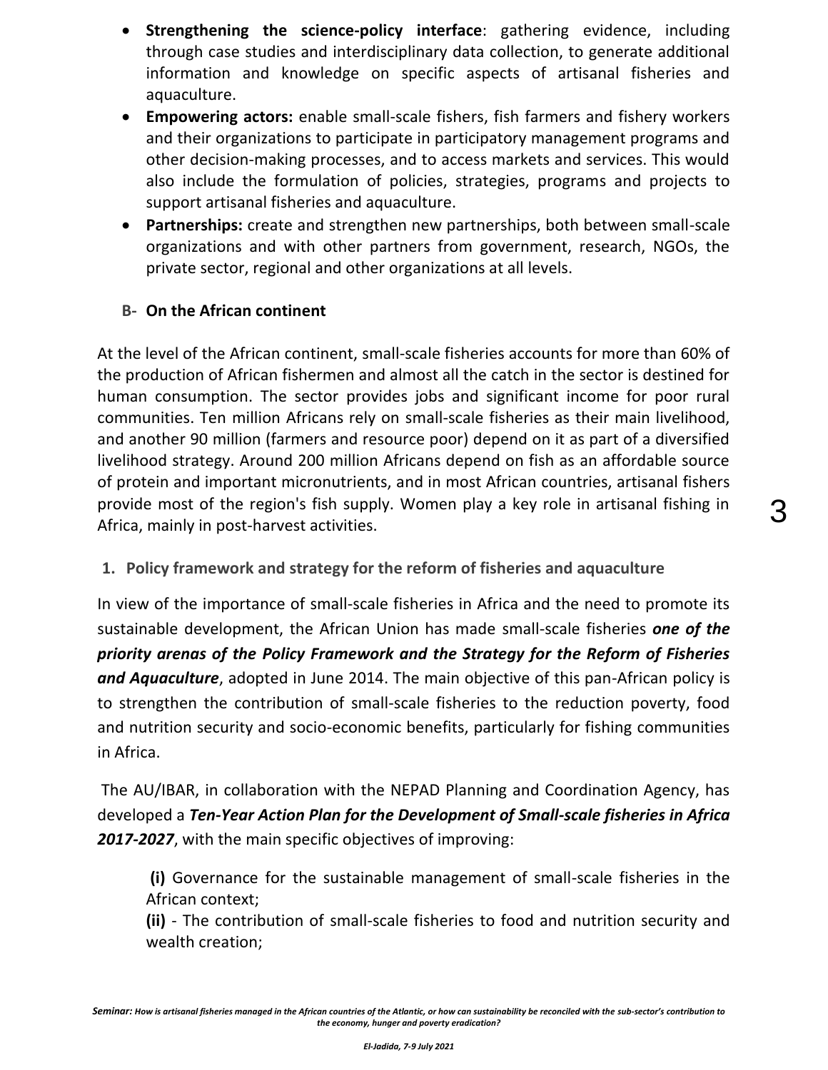- **Strengthening the science-policy interface**: gathering evidence, including through case studies and interdisciplinary data collection, to generate additional information and knowledge on specific aspects of artisanal fisheries and aquaculture.
- **Empowering actors:** enable small-scale fishers, fish farmers and fishery workers and their organizations to participate in participatory management programs and other decision-making processes, and to access markets and services. This would also include the formulation of policies, strategies, programs and projects to support artisanal fisheries and aquaculture.
- **Partnerships:** create and strengthen new partnerships, both between small-scale organizations and with other partners from government, research, NGOs, the private sector, regional and other organizations at all levels.

## B- On the African continent

At the level of the African continent, small-scale fisheries accounts for more than 60% of the production of African fishermen and almost all the catch in the sector is destined for human consumption. The sector provides jobs and significant income for poor rural communities. Ten million Africans rely on small-scale fisheries as their main livelihood, and another 90 million (farmers and resource poor) depend on it as part of a diversified livelihood strategy. Around 200 million Africans depend on fish as an affordable source of protein and important micronutrients, and in most African countries, artisanal fishers provide most of the region's fish supply. Women play a key role in artisanal fishing in Africa, mainly in post-harvest activities.

### 1. Policy framework and strategy for the reform of fisheries and aquaculture

In view of the importance of small-scale fisheries in Africa and the need to promote its sustainable development, the African Union has made small-scale fisheries ***one of the priority arenas of the Policy Framework and the Strategy for the Reform of Fisheries and Aquaculture***, adopted in June 2014. The main objective of this pan-African policy is to strengthen the contribution of small-scale fisheries to the reduction poverty, food and nutrition security and socio-economic benefits, particularly for fishing communities in Africa.

The AU/IBAR, in collaboration with the NEPAD Planning and Coordination Agency, has developed a ***Ten-Year Action Plan for the Development of Small-scale fisheries in Africa 2017-2027***, with the main specific objectives of improving:

**(i)** Governance for the sustainable management of small-scale fisheries in the African context;
**(ii)** - The contribution of small-scale fisheries to food and nutrition security and wealth creation;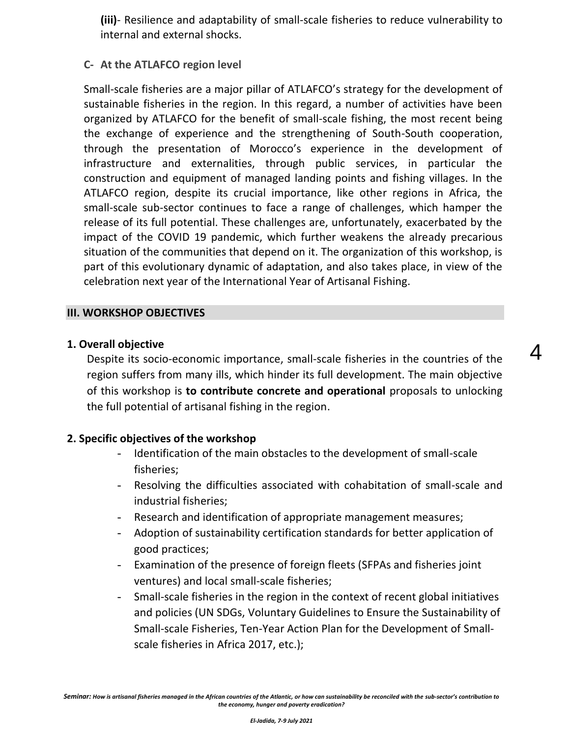**(iii)**- Resilience and adaptability of small-scale fisheries to reduce vulnerability to internal and external shocks.

### C- At the ATLAFCO region level

Small-scale fisheries are a major pillar of ATLAFCO's strategy for the development of sustainable fisheries in the region. In this regard, a number of activities have been organized by ATLAFCO for the benefit of small-scale fishing, the most recent being the exchange of experience and the strengthening of South-South cooperation, through the presentation of Morocco's experience in the development of infrastructure and externalities, through public services, in particular the construction and equipment of managed landing points and fishing villages. In the ATLAFCO region, despite its crucial importance, like other regions in Africa, the small-scale sub-sector continues to face a range of challenges, which hamper the release of its full potential. These challenges are, unfortunately, exacerbated by the impact of the COVID 19 pandemic, which further weakens the already precarious situation of the communities that depend on it. The organization of this workshop, is part of this evolutionary dynamic of adaptation, and also takes place, in view of the celebration next year of the International Year of Artisanal Fishing.

## III. WORKSHOP OBJECTIVES

### 1. Overall objective

Despite its socio-economic importance, small-scale fisheries in the countries of the region suffers from many ills, which hinder its full development. The main objective of this workshop is **to contribute concrete and operational** proposals to unlocking the full potential of artisanal fishing in the region.

### 2. Specific objectives of the workshop

- Identification of the main obstacles to the development of small-scale fisheries;
- Resolving the difficulties associated with cohabitation of small-scale and industrial fisheries;
- Research and identification of appropriate management measures;
- Adoption of sustainability certification standards for better application of good practices;
- Examination of the presence of foreign fleets (SFPAs and fisheries joint ventures) and local small-scale fisheries;
- Small-scale fisheries in the region in the context of recent global initiatives and policies (UN SDGs, Voluntary Guidelines to Ensure the Sustainability of Small-scale Fisheries, Ten-Year Action Plan for the Development of Small-scale fisheries in Africa 2017, etc.);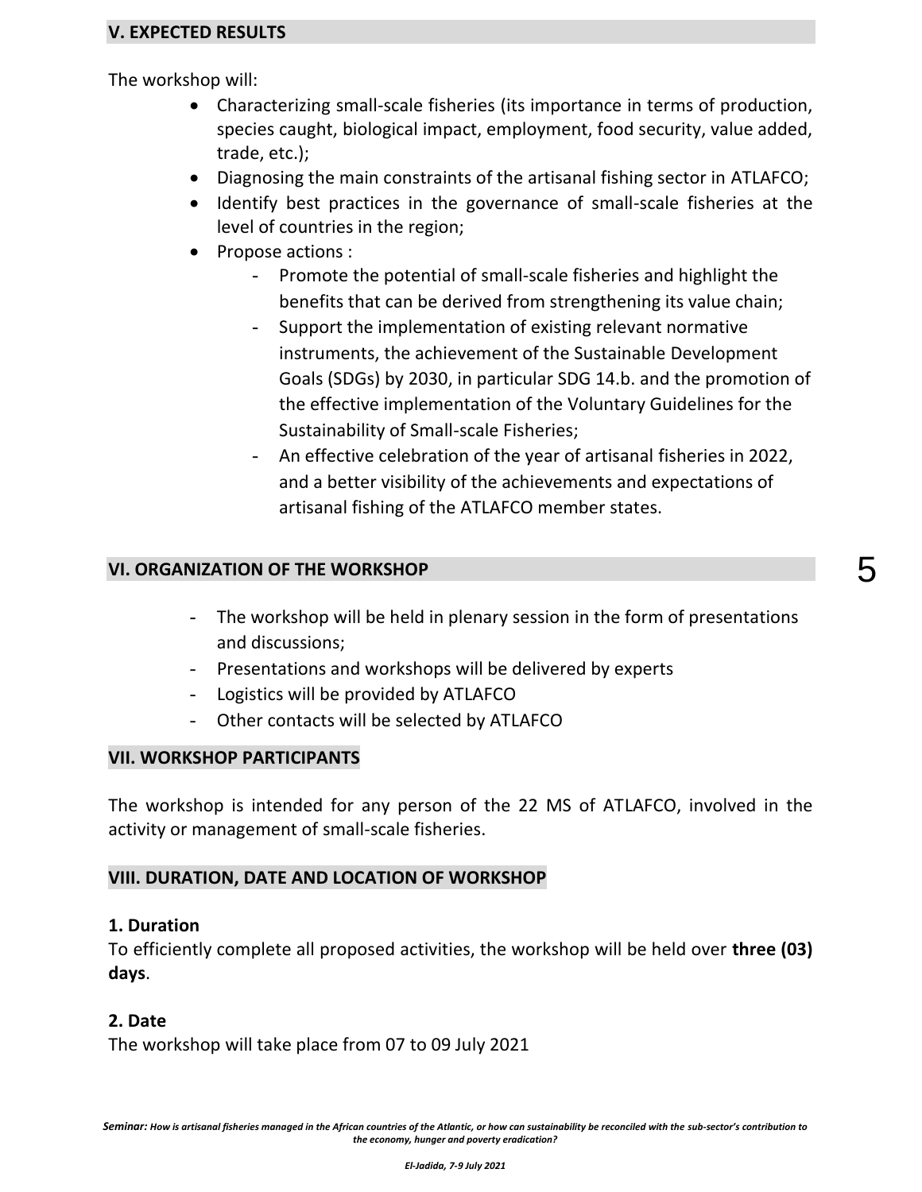## V. EXPECTED RESULTS

The workshop will:

- Characterizing small-scale fisheries (its importance in terms of production, species caught, biological impact, employment, food security, value added, trade, etc.);
- Diagnosing the main constraints of the artisanal fishing sector in ATLAFCO;
- Identify best practices in the governance of small-scale fisheries at the level of countries in the region;
- Propose actions :
  - Promote the potential of small-scale fisheries and highlight the benefits that can be derived from strengthening its value chain;
  - Support the implementation of existing relevant normative instruments, the achievement of the Sustainable Development Goals (SDGs) by 2030, in particular SDG 14.b. and the promotion of the effective implementation of the Voluntary Guidelines for the Sustainability of Small-scale Fisheries;
  - An effective celebration of the year of artisanal fisheries in 2022, and a better visibility of the achievements and expectations of artisanal fishing of the ATLAFCO member states.

## VI. ORGANIZATION OF THE WORKSHOP

- The workshop will be held in plenary session in the form of presentations and discussions;
- Presentations and workshops will be delivered by experts
- Logistics will be provided by ATLAFCO
- Other contacts will be selected by ATLAFCO

## VII. WORKSHOP PARTICIPANTS

The workshop is intended for any person of the 22 MS of ATLAFCO, involved in the activity or management of small-scale fisheries.

## VIII. DURATION, DATE AND LOCATION OF WORKSHOP

### 1. Duration

To efficiently complete all proposed activities, the workshop will be held over **three (03) days**.

### 2. Date

The workshop will take place from 07 to 09 July 2021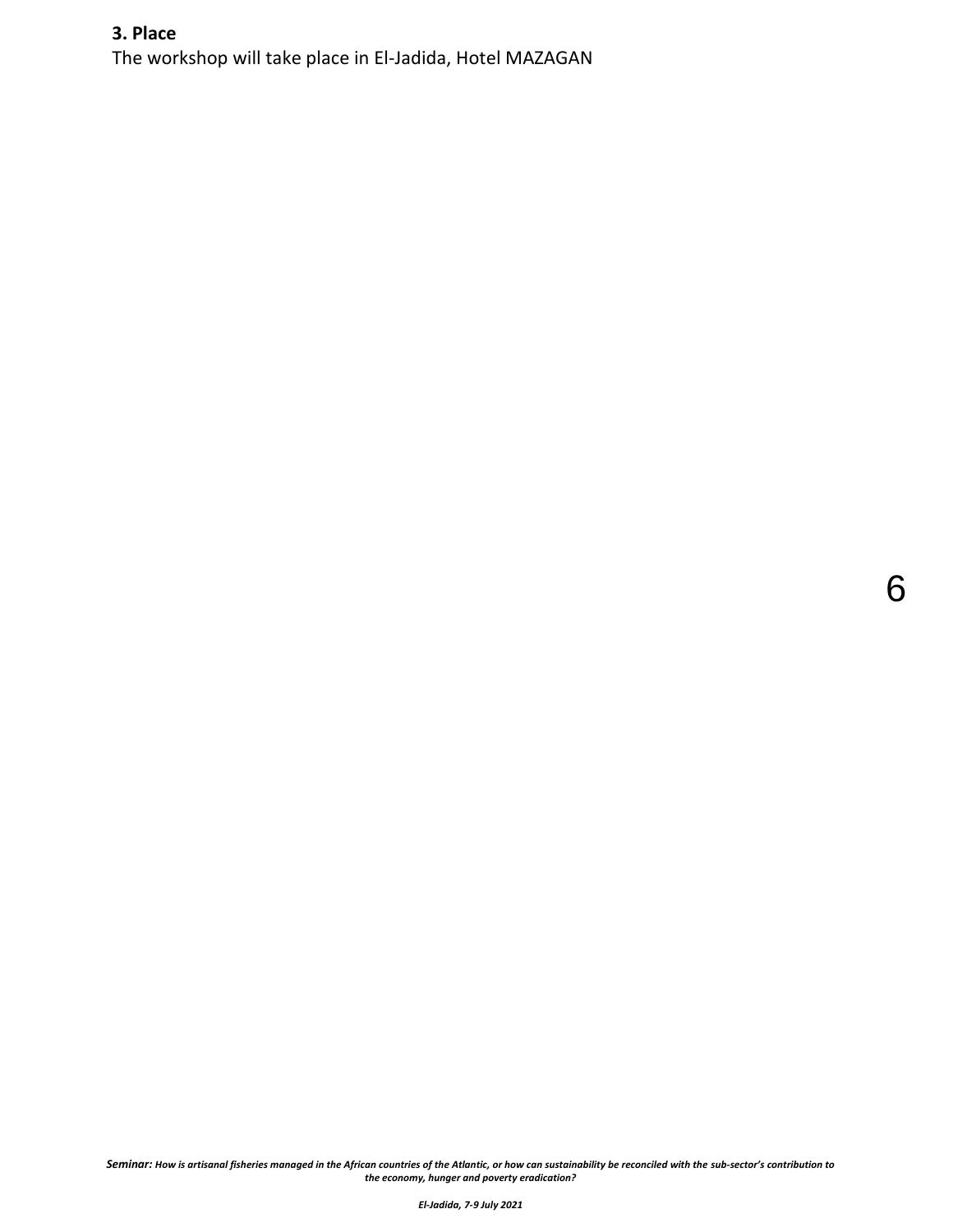### 3. Place

The workshop will take place in El-Jadida, Hotel MAZAGAN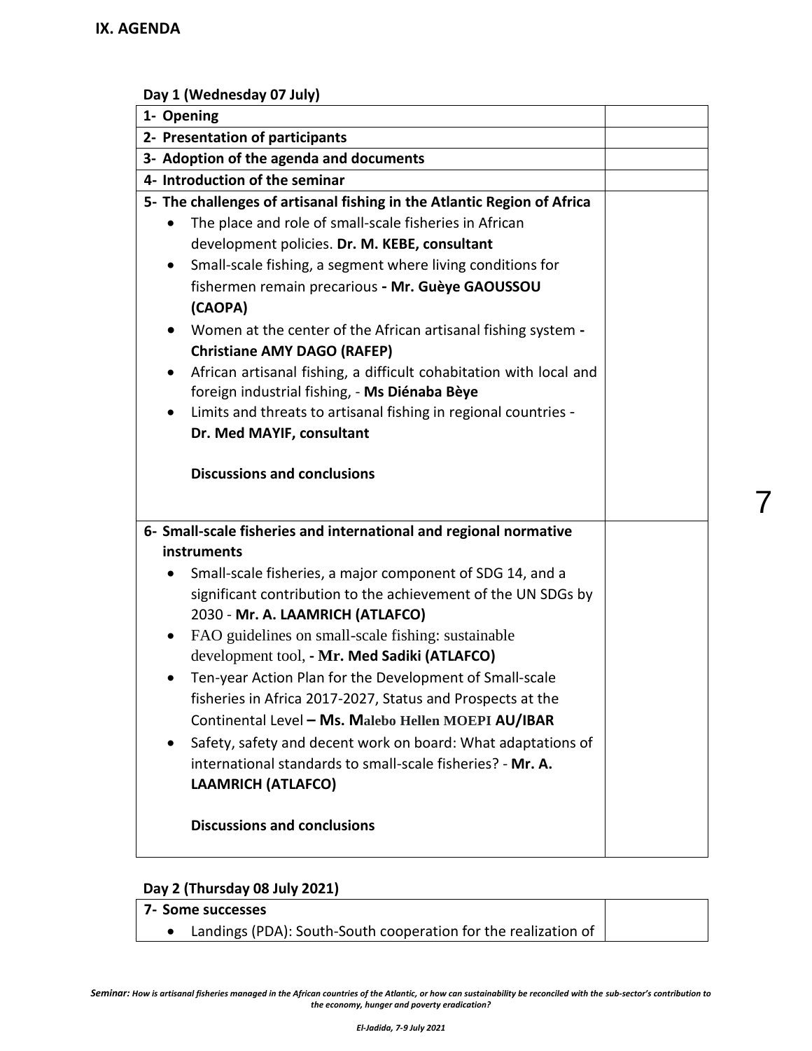## IX. AGENDA

**Day 1 (Wednesday 07 July)**

| | |
|---|---|
| **1- Opening** | |
| **2- Presentation of participants** | |
| **3- Adoption of the agenda and documents** | |
| **4- Introduction of the seminar** | |
| **5- The challenges of artisanal fishing in the Atlantic Region of Africa**<br>• The place and role of small-scale fisheries in African development policies. **Dr. M. KEBE, consultant**<br>• Small-scale fishing, a segment where living conditions for fishermen remain precarious **- Mr. Guèye GAOUSSOU (CAOPA)**<br>• Women at the center of the African artisanal fishing system **- Christiane AMY DAGO (RAFEP)**<br>• African artisanal fishing, a difficult cohabitation with local and foreign industrial fishing, - **Ms Diénaba Bèye**<br>• Limits and threats to artisanal fishing in regional countries - **Dr. Med MAYIF, consultant**<br><br>**Discussions and conclusions** | |
| **6- Small-scale fisheries and international and regional normative instruments**<br>• Small-scale fisheries, a major component of SDG 14, and a significant contribution to the achievement of the UN SDGs by 2030 - **Mr. A. LAAMRICH (ATLAFCO)**<br>• FAO guidelines on small-scale fishing: sustainable development tool, **- Mr. Med Sadiki (ATLAFCO)**<br>• Ten-year Action Plan for the Development of Small-scale fisheries in Africa 2017-2027, Status and Prospects at the Continental Level **– Ms. Malebo Hellen MOEPI AU/IBAR**<br>• Safety, safety and decent work on board: What adaptations of international standards to small-scale fisheries? - **Mr. A. LAAMRICH (ATLAFCO)**<br><br>**Discussions and conclusions** | |

**Day 2 (Thursday 08 July 2021)**

| | |
|---|---|
| **7- Some successes**<br>• Landings (PDA): South-South cooperation for the realization of | |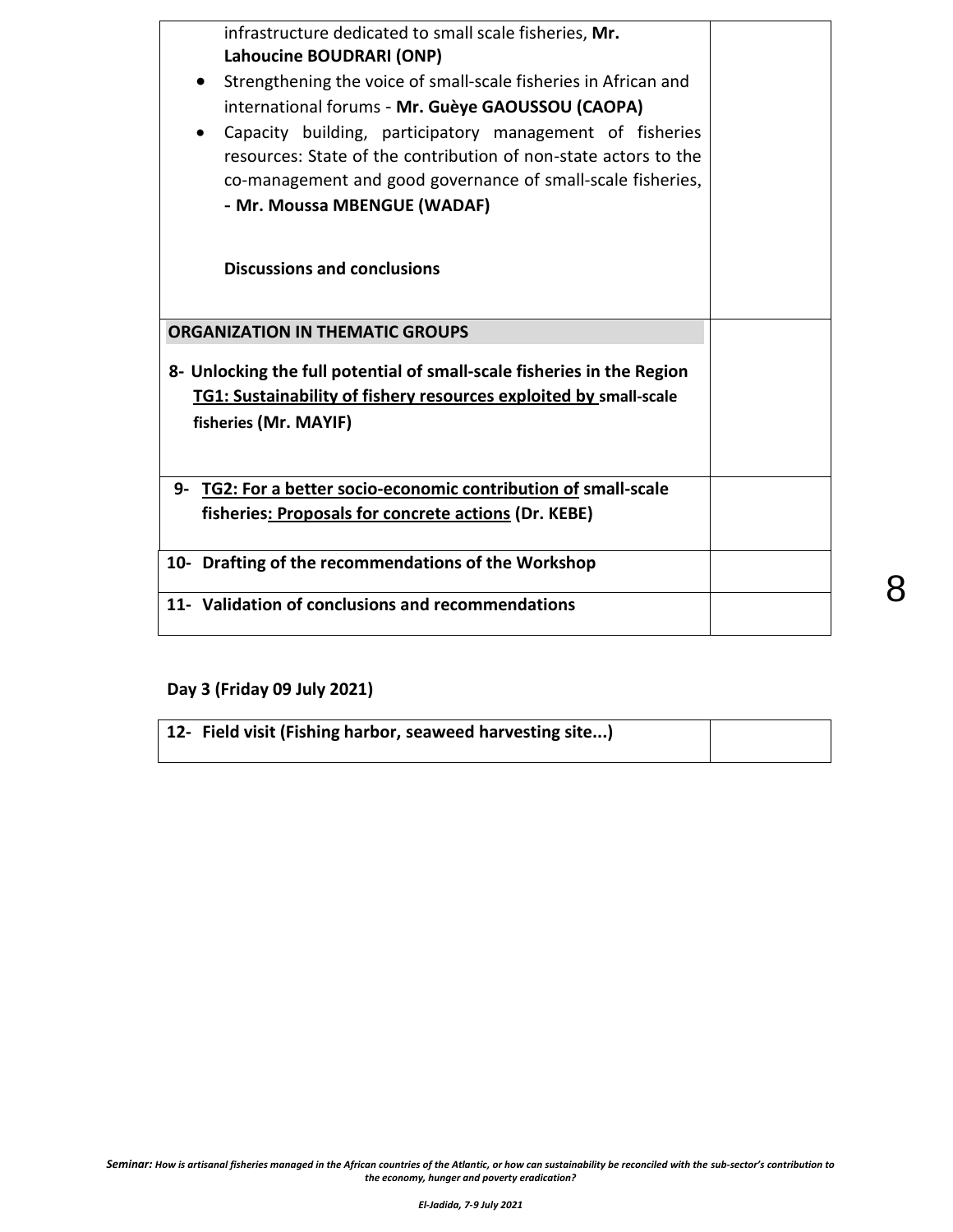| | |
|---|---|
| infrastructure dedicated to small scale fisheries, **Mr. Lahoucine BOUDRARI (ONP)**<br>• Strengthening the voice of small-scale fisheries in African and international forums - **Mr. Guèye GAOUSSOU (CAOPA)**<br>• Capacity building, participatory management of fisheries resources: State of the contribution of non-state actors to the co-management and good governance of small-scale fisheries, **- Mr. Moussa MBENGUE (WADAF)**<br><br>**Discussions and conclusions** | |
| **ORGANIZATION IN THEMATIC GROUPS**<br><br>**8- Unlocking the full potential of small-scale fisheries in the Region**<br>**TG1: Sustainability of fishery resources exploited by small-scale fisheries (Mr. MAYIF)** | |
| **9- TG2: For a better socio-economic contribution of small-scale fisheries: Proposals for concrete actions (Dr. KEBE)** | |
| **10- Drafting of the recommendations of the Workshop** | |
| **11- Validation of conclusions and recommendations** | |

**Day 3 (Friday 09 July 2021)**

| | |
|---|---|
| **12- Field visit (Fishing harbor, seaweed harvesting site...)** | |